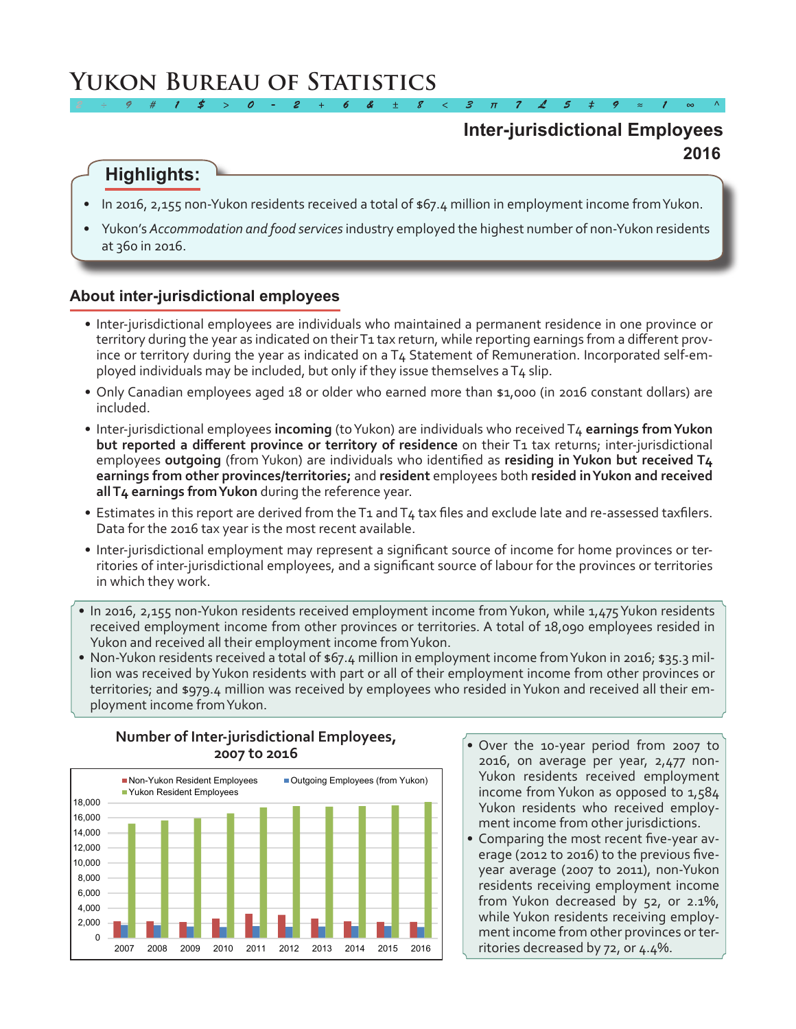# Yukon Bureau of Statistics

## Inter-jurisdictional Employees 2016

### Highlights:

- In 2016, 2,155 non-Yukon residents received a total of $67.4 million in employment income from Yukon.
- Yukon's *Accommodation and food services* industry employed the highest number of non-Yukon residents at 360 in 2016.

### About inter-jurisdictional employees

- Inter-jurisdictional employees are individuals who maintained a permanent residence in one province or territory during the year as indicated on their T1 tax return, while reporting earnings from a different province or territory during the year as indicated on a T4 Statement of Remuneration. Incorporated self-employed individuals may be included, but only if they issue themselves a T4 slip.
- Only Canadian employees aged 18 or older who earned more than $1,000 (in 2016 constant dollars) are included.
- Inter-jurisdictional employees **incoming** (to Yukon) are individuals who received T4 **earnings from Yukon but reported a different province or territory of residence** on their T1 tax returns; inter-jurisdictional employees **outgoing** (from Yukon) are individuals who identified as **residing in Yukon but received T4 earnings from other provinces/territories;** and **resident** employees both **resided in Yukon and received all T4 earnings from Yukon** during the reference year.
- Estimates in this report are derived from the T1 and T4 tax files and exclude late and re-assessed taxfilers. Data for the 2016 tax year is the most recent available.
- Inter-jurisdictional employment may represent a significant source of income for home provinces or territories of inter-jurisdictional employees, and a significant source of labour for the provinces or territories in which they work.

---

- In 2016, 2,155 non-Yukon residents received employment income from Yukon, while 1,475 Yukon residents received employment income from other provinces or territories. A total of 18,090 employees resided in Yukon and received all their employment income from Yukon.
- Non-Yukon residents received a total of $67.4 million in employment income from Yukon in 2016; $35.3 million was received by Yukon residents with part or all of their employment income from other provinces or territories; and $979.4 million was received by employees who resided in Yukon and received all their employment income from Yukon.

**Number of Inter-jurisdictional Employees, 2007 to 2016**

Legend: Non-Yukon Resident Employees; Outgoing Employees (from Yukon); Yukon Resident Employees

Y-axis: 0 to 18,000; X-axis: 2007 to 2016

- Over the 10-year period from 2007 to 2016, on average per year, 2,477 non-Yukon residents received employment income from Yukon as opposed to 1,584 Yukon residents who received employment income from other jurisdictions.
- Comparing the most recent five-year average (2012 to 2016) to the previous five-year average (2007 to 2011), non-Yukon residents receiving employment income from Yukon decreased by 52, or 2.1%, while Yukon residents receiving employment income from other provinces or territories decreased by 72, or 4.4%.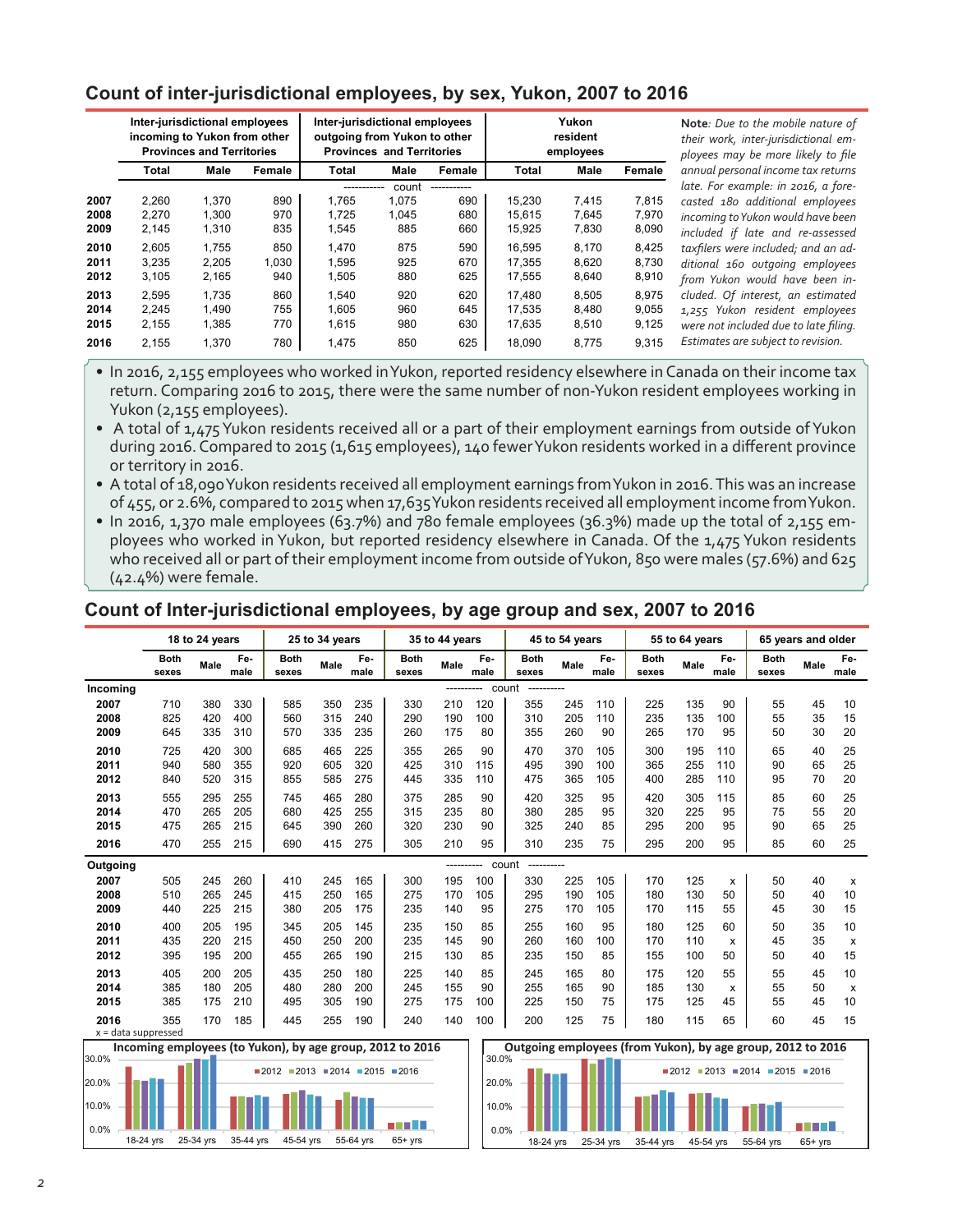## Count of inter-jurisdictional employees, by sex, Yukon, 2007 to 2016

| | Inter-jurisdictional employees incoming to Yukon from other Provinces and Territories | | | Inter-jurisdictional employees outgoing from Yukon to other Provinces and Territories | | | Yukon resident employees | | |
|---|---|---|---|---|---|---|---|---|---|
| | Total | Male | Female | Total | Male | Female | Total | Male | Female |
| | count | | | | | | | | |
| 2007 | 2,260 | 1,370 | 890 | 1,765 | 1,075 | 690 | 15,230 | 7,415 | 7,815 |
| 2008 | 2,270 | 1,300 | 970 | 1,725 | 1,045 | 680 | 15,615 | 7,645 | 7,970 |
| 2009 | 2,145 | 1,310 | 835 | 1,545 | 885 | 660 | 15,925 | 7,830 | 8,090 |
| 2010 | 2,605 | 1,755 | 850 | 1,470 | 875 | 590 | 16,595 | 8,170 | 8,425 |
| 2011 | 3,235 | 2,205 | 1,030 | 1,595 | 925 | 670 | 17,355 | 8,620 | 8,730 |
| 2012 | 3,105 | 2,165 | 940 | 1,505 | 880 | 625 | 17,555 | 8,640 | 8,910 |
| 2013 | 2,595 | 1,735 | 860 | 1,540 | 920 | 620 | 17,480 | 8,505 | 8,975 |
| 2014 | 2,245 | 1,490 | 755 | 1,605 | 960 | 645 | 17,535 | 8,480 | 9,055 |
| 2015 | 2,155 | 1,385 | 770 | 1,615 | 980 | 630 | 17,635 | 8,510 | 9,125 |
| 2016 | 2,155 | 1,370 | 780 | 1,475 | 850 | 625 | 18,090 | 8,775 | 9,315 |

**Note**: *Due to the mobile nature of their work, inter-jurisdictional employees may be more likely to file annual personal income tax returns late. For example: in 2016, a forecasted 180 additional employees incoming to Yukon would have been included if late and re-assessed taxfilers were included; and an additional 160 outgoing employees from Yukon would have been included. Of interest, an estimated 1,255 Yukon resident employees were not included due to late filing. Estimates are subject to revision.*

- In 2016, 2,155 employees who worked in Yukon, reported residency elsewhere in Canada on their income tax return. Comparing 2016 to 2015, there were the same number of non-Yukon resident employees working in Yukon (2,155 employees).
- A total of 1,475 Yukon residents received all or a part of their employment earnings from outside of Yukon during 2016. Compared to 2015 (1,615 employees), 140 fewer Yukon residents worked in a different province or territory in 2016.
- A total of 18,090 Yukon residents received all employment earnings from Yukon in 2016. This was an increase of 455, or 2.6%, compared to 2015 when 17,635 Yukon residents received all employment income from Yukon.
- In 2016, 1,370 male employees (63.7%) and 780 female employees (36.3%) made up the total of 2,155 employees who worked in Yukon, but reported residency elsewhere in Canada. Of the 1,475 Yukon residents who received all or part of their employment income from outside of Yukon, 850 were males (57.6%) and 625 (42.4%) were female.

## Count of Inter-jurisdictional employees, by age group and sex, 2007 to 2016

| | 18 to 24 years | | | 25 to 34 years | | | 35 to 44 years | | | 45 to 54 years | | | 55 to 64 years | | | 65 years and older | | |
|---|---|---|---|---|---|---|---|---|---|---|---|---|---|---|---|---|---|---|
| | Both sexes | Male | Female | Both sexes | Male | Female | Both sexes | Male | Female | Both sexes | Male | Female | Both sexes | Male | Female | Both sexes | Male | Female |
| **Incoming** | count | | | | | | | | | | | | | | | | | |
| 2007 | 710 | 380 | 330 | 585 | 350 | 235 | 330 | 210 | 120 | 355 | 245 | 110 | 225 | 135 | 90 | 55 | 45 | 10 |
| 2008 | 825 | 420 | 400 | 560 | 315 | 240 | 290 | 190 | 100 | 310 | 205 | 110 | 235 | 135 | 100 | 55 | 35 | 15 |
| 2009 | 645 | 335 | 310 | 570 | 335 | 235 | 260 | 175 | 80 | 355 | 260 | 90 | 265 | 170 | 95 | 50 | 30 | 20 |
| 2010 | 725 | 420 | 300 | 685 | 465 | 225 | 355 | 265 | 90 | 470 | 370 | 105 | 300 | 195 | 110 | 65 | 40 | 25 |
| 2011 | 940 | 580 | 355 | 920 | 605 | 320 | 425 | 310 | 115 | 495 | 390 | 110 | 365 | 255 | 110 | 90 | 65 | 25 |
| 2012 | 840 | 520 | 315 | 855 | 585 | 275 | 445 | 335 | 110 | 475 | 365 | 105 | 400 | 285 | 110 | 95 | 70 | 20 |
| 2013 | 555 | 295 | 255 | 745 | 465 | 280 | 375 | 285 | 90 | 420 | 325 | 95 | 420 | 305 | 115 | 85 | 60 | 25 |
| 2014 | 470 | 265 | 205 | 680 | 425 | 255 | 315 | 235 | 80 | 380 | 285 | 95 | 320 | 225 | 95 | 75 | 55 | 20 |
| 2015 | 475 | 265 | 215 | 645 | 390 | 260 | 320 | 230 | 90 | 325 | 240 | 85 | 295 | 200 | 95 | 90 | 65 | 25 |
| 2016 | 470 | 255 | 215 | 690 | 415 | 275 | 305 | 210 | 95 | 310 | 235 | 75 | 295 | 200 | 95 | 85 | 60 | 25 |
| **Outgoing** | count | | | | | | | | | | | | | | | | | |
| 2007 | 505 | 245 | 260 | 410 | 245 | 165 | 300 | 195 | 100 | 330 | 225 | 105 | 170 | 125 | x | 50 | 40 | x |
| 2008 | 510 | 265 | 245 | 415 | 250 | 165 | 275 | 170 | 105 | 295 | 190 | 105 | 180 | 130 | 50 | 50 | 40 | 10 |
| 2009 | 440 | 225 | 215 | 380 | 205 | 175 | 235 | 140 | 95 | 275 | 170 | 105 | 170 | 115 | 55 | 45 | 30 | 15 |
| 2010 | 400 | 205 | 195 | 345 | 205 | 145 | 235 | 150 | 85 | 255 | 160 | 95 | 180 | 125 | 60 | 50 | 35 | 10 |
| 2011 | 435 | 220 | 215 | 450 | 250 | 200 | 235 | 145 | 90 | 260 | 160 | 100 | 170 | 110 | x | 45 | 35 | x |
| 2012 | 395 | 195 | 200 | 455 | 265 | 190 | 215 | 130 | 85 | 235 | 150 | 85 | 155 | 100 | 50 | 50 | 40 | 15 |
| 2013 | 405 | 200 | 205 | 435 | 250 | 180 | 225 | 140 | 85 | 245 | 165 | 80 | 175 | 120 | 55 | 55 | 45 | 10 |
| 2014 | 385 | 180 | 205 | 480 | 280 | 200 | 245 | 155 | 90 | 255 | 165 | 90 | 185 | 130 | x | 55 | 50 | x |
| 2015 | 385 | 175 | 210 | 495 | 305 | 190 | 275 | 175 | 100 | 225 | 150 | 75 | 175 | 125 | 45 | 55 | 45 | 10 |
| 2016 | 355 | 170 | 185 | 445 | 255 | 190 | 240 | 140 | 100 | 200 | 125 | 75 | 180 | 115 | 65 | 60 | 45 | 15 |

x = data suppressed

**Incoming employees (to Yukon), by age group, 2012 to 2016**

**Outgoing employees (from Yukon), by age group, 2012 to 2016**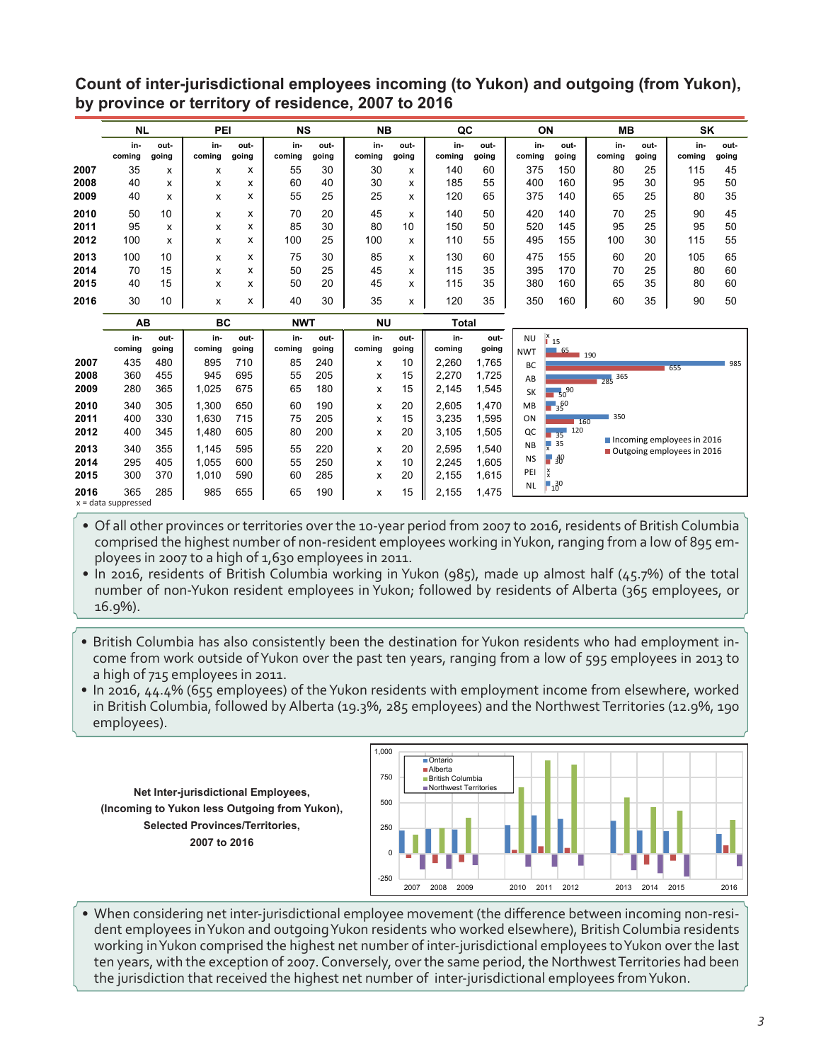## Count of inter-jurisdictional employees incoming (to Yukon) and outgoing (from Yukon), by province or territory of residence, 2007 to 2016

| | NL | | PEI | | NS | | NB | | QC | | ON | | MB | | SK | |
|---|---|---|---|---|---|---|---|---|---|---|---|---|---|---|---|---|
| | in-coming | out-going | in-coming | out-going | in-coming | out-going | in-coming | out-going | in-coming | out-going | in-coming | out-going | in-coming | out-going | in-coming | out-going |
| 2007 | 35 | x | x | x | 55 | 30 | 30 | x | 140 | 60 | 375 | 150 | 80 | 25 | 115 | 45 |
| 2008 | 40 | x | x | x | 60 | 40 | 30 | x | 185 | 55 | 400 | 160 | 95 | 30 | 95 | 50 |
| 2009 | 40 | x | x | x | 55 | 25 | 25 | x | 120 | 65 | 375 | 140 | 65 | 25 | 80 | 35 |
| 2010 | 50 | 10 | x | x | 70 | 20 | 45 | x | 140 | 50 | 420 | 140 | 70 | 25 | 90 | 45 |
| 2011 | 95 | x | x | x | 85 | 30 | 80 | 10 | 150 | 50 | 520 | 145 | 95 | 25 | 95 | 50 |
| 2012 | 100 | x | x | x | 100 | 25 | 100 | x | 110 | 55 | 495 | 155 | 100 | 30 | 115 | 55 |
| 2013 | 100 | 10 | x | x | 75 | 30 | 85 | x | 130 | 60 | 475 | 155 | 60 | 20 | 105 | 65 |
| 2014 | 70 | 15 | x | x | 50 | 25 | 45 | x | 115 | 35 | 395 | 170 | 70 | 25 | 80 | 60 |
| 2015 | 40 | 15 | x | x | 50 | 20 | 45 | x | 115 | 35 | 380 | 160 | 65 | 35 | 80 | 60 |
| 2016 | 30 | 10 | x | x | 40 | 30 | 35 | x | 120 | 35 | 350 | 160 | 60 | 35 | 90 | 50 |

| | AB | | BC | | NWT | | NU | | Total | |
|---|---|---|---|---|---|---|---|---|---|---|
| | in-coming | out-going | in-coming | out-going | in-coming | out-going | in-coming | out-going | in-coming | out-going |
| 2007 | 435 | 480 | 895 | 710 | 85 | 240 | x | 10 | 2,260 | 1,765 |
| 2008 | 360 | 455 | 945 | 695 | 55 | 205 | x | 15 | 2,270 | 1,725 |
| 2009 | 280 | 365 | 1,025 | 675 | 65 | 180 | x | 15 | 2,145 | 1,545 |
| 2010 | 340 | 305 | 1,300 | 650 | 60 | 190 | x | 20 | 2,605 | 1,470 |
| 2011 | 400 | 330 | 1,630 | 715 | 75 | 205 | x | 15 | 3,235 | 1,595 |
| 2012 | 400 | 345 | 1,480 | 605 | 80 | 200 | x | 20 | 3,105 | 1,505 |
| 2013 | 340 | 355 | 1,145 | 595 | 55 | 220 | x | 20 | 2,595 | 1,540 |
| 2014 | 295 | 405 | 1,055 | 600 | 55 | 250 | x | 10 | 2,245 | 1,605 |
| 2015 | 300 | 370 | 1,010 | 590 | 60 | 285 | x | 20 | 2,155 | 1,615 |
| 2016 | 365 | 285 | 985 | 655 | 65 | 190 | x | 15 | 2,155 | 1,475 |

x = data suppressed

- Of all other provinces or territories over the 10-year period from 2007 to 2016, residents of British Columbia comprised the highest number of non-resident employees working in Yukon, ranging from a low of 895 employees in 2007 to a high of 1,630 employees in 2011.
- In 2016, residents of British Columbia working in Yukon (985), made up almost half (45.7%) of the total number of non-Yukon resident employees in Yukon; followed by residents of Alberta (365 employees, or 16.9%).

- British Columbia has also consistently been the destination for Yukon residents who had employment income from work outside of Yukon over the past ten years, ranging from a low of 595 employees in 2013 to a high of 715 employees in 2011.
- In 2016, 44.4% (655 employees) of the Yukon residents with employment income from elsewhere, worked in British Columbia, followed by Alberta (19.3%, 285 employees) and the Northwest Territories (12.9%, 190 employees).

**Net Inter-jurisdictional Employees, (Incoming to Yukon less Outgoing from Yukon), Selected Provinces/Territories, 2007 to 2016**

- When considering net inter-jurisdictional employee movement (the difference between incoming non-resident employees in Yukon and outgoing Yukon residents who worked elsewhere), British Columbia residents working in Yukon comprised the highest net number of inter-jurisdictional employees to Yukon over the last ten years, with the exception of 2007. Conversely, over the same period, the Northwest Territories had been the jurisdiction that received the highest net number of inter-jurisdictional employees from Yukon.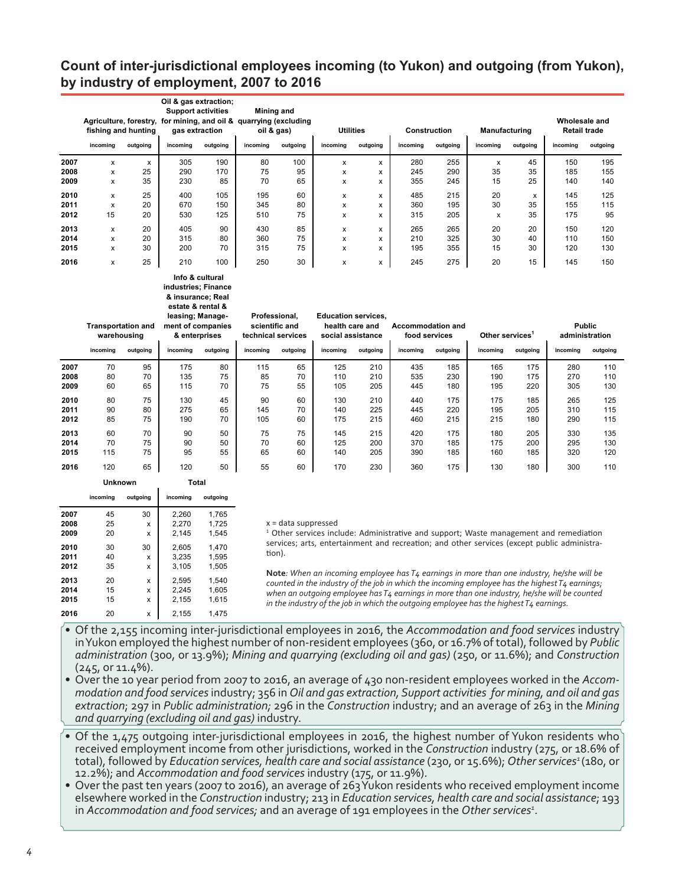## Count of inter-jurisdictional employees incoming (to Yukon) and outgoing (from Yukon), by industry of employment, 2007 to 2016

| | Agriculture, forestry, fishing and hunting | | Oil & gas extraction; Support activities for mining, and oil & gas extraction | | Mining and quarrying (excluding oil & gas) | | Utilities | | Construction | | Manufacturing | | Wholesale and Retail trade | |
|---|---|---|---|---|---|---|---|---|---|---|---|---|---|---|
| | incoming | outgoing | incoming | outgoing | incoming | outgoing | incoming | outgoing | incoming | outgoing | incoming | outgoing | incoming | outgoing |
| 2007 | x | x | 305 | 190 | 80 | 100 | x | x | 280 | 255 | x | 45 | 150 | 195 |
| 2008 | x | 25 | 290 | 170 | 75 | 95 | x | x | 245 | 290 | 35 | 35 | 185 | 155 |
| 2009 | x | 35 | 230 | 85 | 70 | 65 | x | x | 355 | 245 | 15 | 25 | 140 | 140 |
| 2010 | x | 25 | 400 | 105 | 195 | 60 | x | x | 485 | 215 | 20 | x | 145 | 125 |
| 2011 | x | 20 | 670 | 150 | 345 | 80 | x | x | 360 | 195 | 30 | 35 | 155 | 115 |
| 2012 | 15 | 20 | 530 | 125 | 510 | 75 | x | x | 315 | 205 | x | 35 | 175 | 95 |
| 2013 | x | 20 | 405 | 90 | 430 | 85 | x | x | 265 | 265 | 20 | 20 | 150 | 120 |
| 2014 | x | 20 | 315 | 80 | 360 | 75 | x | x | 210 | 325 | 30 | 40 | 110 | 150 |
| 2015 | x | 30 | 200 | 70 | 315 | 75 | x | x | 195 | 355 | 15 | 30 | 120 | 130 |
| 2016 | x | 25 | 210 | 100 | 250 | 30 | x | x | 245 | 275 | 20 | 15 | 145 | 150 |

| | Transportation and warehousing | | Info & cultural industries; Finance & insurance; Real estate & rental & leasing; Management of companies & enterprises | | Professional, scientific and technical services | | Education services, health care and social assistance | | Accommodation and food services | | Other services[1] | | Public administration | |
|---|---|---|---|---|---|---|---|---|---|---|---|---|---|---|
| | incoming | outgoing | incoming | outgoing | incoming | outgoing | incoming | outgoing | incoming | outgoing | incoming | outgoing | incoming | outgoing |
| 2007 | 70 | 95 | 175 | 80 | 115 | 65 | 125 | 210 | 435 | 185 | 165 | 175 | 280 | 110 |
| 2008 | 80 | 70 | 135 | 75 | 85 | 70 | 110 | 210 | 535 | 230 | 190 | 175 | 270 | 110 |
| 2009 | 60 | 65 | 115 | 70 | 75 | 55 | 105 | 205 | 445 | 180 | 195 | 220 | 305 | 130 |
| 2010 | 80 | 75 | 130 | 45 | 90 | 60 | 130 | 210 | 440 | 175 | 175 | 185 | 265 | 125 |
| 2011 | 90 | 80 | 275 | 65 | 145 | 70 | 140 | 225 | 445 | 220 | 195 | 205 | 310 | 115 |
| 2012 | 85 | 75 | 190 | 70 | 105 | 60 | 175 | 215 | 460 | 215 | 215 | 180 | 290 | 115 |
| 2013 | 60 | 70 | 90 | 50 | 75 | 75 | 145 | 215 | 420 | 175 | 180 | 205 | 330 | 135 |
| 2014 | 70 | 75 | 90 | 50 | 70 | 60 | 125 | 200 | 370 | 185 | 175 | 200 | 295 | 130 |
| 2015 | 115 | 75 | 95 | 55 | 65 | 60 | 140 | 205 | 390 | 185 | 160 | 185 | 320 | 120 |
| 2016 | 120 | 65 | 120 | 50 | 55 | 60 | 170 | 230 | 360 | 175 | 130 | 180 | 300 | 110 |

| | Unknown | | Total | |
|---|---|---|---|---|
| | incoming | outgoing | incoming | outgoing |
| 2007 | 45 | 30 | 2,260 | 1,765 |
| 2008 | 25 | x | 2,270 | 1,725 |
| 2009 | 20 | x | 2,145 | 1,545 |
| 2010 | 30 | 30 | 2,605 | 1,470 |
| 2011 | 40 | x | 3,235 | 1,595 |
| 2012 | 35 | x | 3,105 | 1,505 |
| 2013 | 20 | x | 2,595 | 1,540 |
| 2014 | 15 | x | 2,245 | 1,605 |
| 2015 | 15 | x | 2,155 | 1,615 |
| 2016 | 20 | x | 2,155 | 1,475 |

x = data suppressed

[1] Other services include: Administrative and support; Waste management and remediation services; arts, entertainment and recreation; and other services (except public administration).

**Note**: *When an incoming employee has T4 earnings in more than one industry, he/she will be counted in the industry of the job in which the incoming employee has the highest T4 earnings; when an outgoing employee has T4 earnings in more than one industry, he/she will be counted in the industry of the job in which the outgoing employee has the highest T4 earnings.*

- Of the 2,155 incoming inter-jurisdictional employees in 2016, the *Accommodation and food services* industry in Yukon employed the highest number of non-resident employees (360, or 16.7% of total), followed by *Public administration* (300, or 13.9%); *Mining and quarrying (excluding oil and gas)* (250, or 11.6%); and *Construction* (245, or 11.4%).
- Over the 10 year period from 2007 to 2016, an average of 430 non-resident employees worked in the *Accommodation and food services* industry; 356 in *Oil and gas extraction, Support activities for mining, and oil and gas extraction*; 297 in *Public administration;* 296 in the *Construction* industry; and an average of 263 in the *Mining and quarrying (excluding oil and gas)* industry.

- Of the 1,475 outgoing inter-jurisdictional employees in 2016, the highest number of Yukon residents who received employment income from other jurisdictions, worked in the *Construction* industry (275, or 18.6% of total), followed by *Education services, health care and social assistance* (230, or 15.6%); *Other services*[1] (180, or 12.2%); and *Accommodation and food services* industry (175, or 11.9%).
- Over the past ten years (2007 to 2016), an average of 263 Yukon residents who received employment income elsewhere worked in the *Construction* industry; 213 in *Education services, health care and social assistance*; 193 in *Accommodation and food services;* and an average of 191 employees in the *Other services*[1].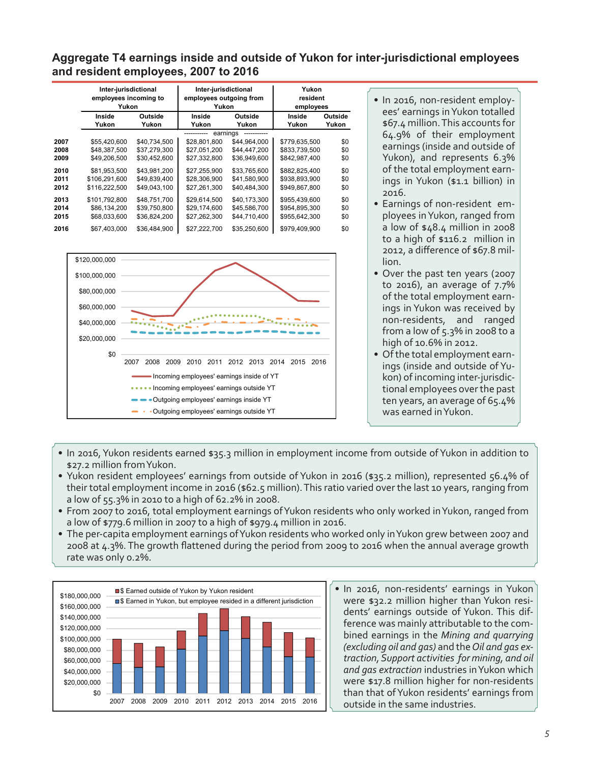## Aggregate T4 earnings inside and outside of Yukon for inter-jurisdictional employees and resident employees, 2007 to 2016

| | Inter-jurisdictional employees incoming to Yukon | | Inter-jurisdictional employees outgoing from Yukon | | Yukon resident employees | |
|---|---|---|---|---|---|---|
| | Inside Yukon | Outside Yukon | Inside Yukon | Outside Yukon | Inside Yukon | Outside Yukon |
| | | | ----------- earnings ----------- | | | |
| **2007** | $55,420,600 | $40,734,500 | $28,801,800 | $44,964,000 | $779,635,500 | $0 |
| **2008** | $48,387,500 | $37,279,300 | $27,051,200 | $44,447,200 | $833,739,500 | $0 |
| **2009** | $49,206,500 | $30,452,600 | $27,332,800 | $36,949,600 | $842,987,400 | $0 |
| **2010** | $81,953,500 | $43,981,200 | $27,255,900 | $33,765,600 | $882,825,400 | $0 |
| **2011** | $106,291,600 | $49,839,400 | $28,306,900 | $41,580,900 | $938,893,900 | $0 |
| **2012** | $116,222,500 | $49,043,100 | $27,261,300 | $40,484,300 | $949,867,800 | $0 |
| **2013** | $101,792,800 | $48,751,700 | $29,614,500 | $40,173,300 | $955,439,600 | $0 |
| **2014** | $86,134,200 | $39,750,800 | $29,174,600 | $45,586,700 | $954,895,300 | $0 |
| **2015** | $68,033,600 | $36,824,200 | $27,262,300 | $44,710,400 | $955,642,300 | $0 |
| **2016** | $67,403,000 | $36,484,900 | $27,222,700 | $35,250,600 | $979,409,900 | $0 |

- In 2016, non-resident employees' earnings in Yukon totalled $67.4 million. This accounts for 64.9% of their employment earnings (inside and outside of Yukon), and represents 6.3% of the total employment earnings in Yukon ($1.1 billion) in 2016.
- Earnings of non-resident employees in Yukon, ranged from a low of $48.4 million in 2008 to a high of $116.2 million in 2012, a difference of $67.8 million.
- Over the past ten years (2007 to 2016), an average of 7.7% of the total employment earnings in Yukon was received by non-residents, and ranged from a low of 5.3% in 2008 to a high of 10.6% in 2012.
- Of the total employment earnings (inside and outside of Yukon) of incoming inter-jurisdictional employees over the past ten years, an average of 65.4% was earned in Yukon.

---

- In 2016, Yukon residents earned $35.3 million in employment income from outside of Yukon in addition to $27.2 million from Yukon.
- Yukon resident employees' earnings from outside of Yukon in 2016 ($35.2 million), represented 56.4% of their total employment income in 2016 ($62.5 million). This ratio varied over the last 10 years, ranging from a low of 55.3% in 2010 to a high of 62.2% in 2008.
- From 2007 to 2016, total employment earnings of Yukon residents who only worked in Yukon, ranged from a low of $779.6 million in 2007 to a high of $979.4 million in 2016.
- The per-capita employment earnings of Yukon residents who worked only in Yukon grew between 2007 and 2008 at 4.3%. The growth flattened during the period from 2009 to 2016 when the annual average growth rate was only 0.2%.

---

- In 2016, non-residents' earnings in Yukon were $32.2 million higher than Yukon residents' earnings outside of Yukon. This difference was mainly attributable to the combined earnings in the *Mining and quarrying (excluding oil and gas)* and the *Oil and gas extraction, Support activities for mining, and oil and gas extraction* industries in Yukon which were $17.8 million higher for non-residents than that of Yukon residents' earnings from outside in the same industries.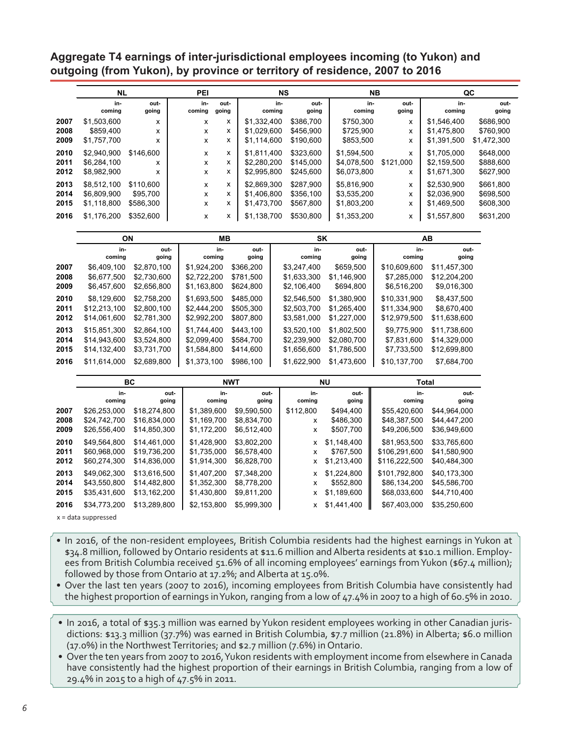## Aggregate T4 earnings of inter-jurisdictional employees incoming (to Yukon) and outgoing (from Yukon), by province or territory of residence, 2007 to 2016

| | NL | | PEI | | NS | | NB | | QC | |
|---|---|---|---|---|---|---|---|---|---|---|
| | in-coming | out-going | in-coming | out-going | in-coming | out-going | in-coming | out-going | in-coming | out-going |
| 2007 | $1,503,600 | x | x | x | $1,332,400 | $386,700 | $750,300 | x | $1,546,400 | $686,900 |
| 2008 | $859,400 | x | x | x | $1,029,600 | $456,900 | $725,900 | x | $1,475,800 | $760,900 |
| 2009 | $1,757,700 | x | x | x | $1,114,600 | $190,600 | $853,500 | x | $1,391,500 | $1,472,300 |
| 2010 | $2,940,900 | $146,600 | x | x | $1,811,400 | $323,600 | $1,594,500 | x | $1,705,000 | $648,000 |
| 2011 | $6,284,100 | x | x | x | $2,280,200 | $145,000 | $4,078,500 | $121,000 | $2,159,500 | $888,600 |
| 2012 | $8,982,900 | x | x | x | $2,995,800 | $245,600 | $6,073,800 | x | $1,671,300 | $627,900 |
| 2013 | $8,512,100 | $110,600 | x | x | $2,869,300 | $287,900 | $5,816,900 | x | $2,530,900 | $661,800 |
| 2014 | $6,809,900 | $95,700 | x | x | $1,406,800 | $356,100 | $3,535,200 | x | $2,036,900 | $698,500 |
| 2015 | $1,118,800 | $586,300 | x | x | $1,473,700 | $567,800 | $1,803,200 | x | $1,469,500 | $608,300 |
| 2016 | $1,176,200 | $352,600 | x | x | $1,138,700 | $530,800 | $1,353,200 | x | $1,557,800 | $631,200 |

| | ON | | MB | | SK | | AB | |
|---|---|---|---|---|---|---|---|---|
| | in-coming | out-going | in-coming | out-going | in-coming | out-going | in-coming | out-going |
| 2007 | $6,409,100 | $2,870,100 | $1,924,200 | $366,200 | $3,247,400 | $659,500 | $10,609,600 | $11,457,300 |
| 2008 | $6,677,500 | $2,730,600 | $2,722,200 | $781,500 | $1,633,300 | $1,146,900 | $7,285,000 | $12,204,200 |
| 2009 | $6,457,600 | $2,656,800 | $1,163,800 | $624,800 | $2,106,400 | $694,800 | $6,516,200 | $9,016,300 |
| 2010 | $8,129,600 | $2,758,200 | $1,693,500 | $485,000 | $2,546,500 | $1,380,900 | $10,331,900 | $8,437,500 |
| 2011 | $12,213,100 | $2,800,100 | $2,444,200 | $505,300 | $2,503,700 | $1,265,400 | $11,334,900 | $8,670,400 |
| 2012 | $14,061,600 | $2,781,300 | $2,992,200 | $807,800 | $3,581,000 | $1,227,000 | $12,979,500 | $11,638,600 |
| 2013 | $15,851,300 | $2,864,100 | $1,744,400 | $443,100 | $3,520,100 | $1,802,500 | $9,775,900 | $11,738,600 |
| 2014 | $14,943,600 | $3,524,800 | $2,099,400 | $584,700 | $2,239,900 | $2,080,700 | $7,831,600 | $14,329,000 |
| 2015 | $14,132,400 | $3,731,700 | $1,584,800 | $414,600 | $1,656,600 | $1,786,500 | $7,733,500 | $12,699,800 |
| 2016 | $11,614,000 | $2,689,800 | $1,373,100 | $986,100 | $1,622,900 | $1,473,600 | $10,137,700 | $7,684,700 |

| | BC | | NWT | | NU | | Total | |
|---|---|---|---|---|---|---|---|---|
| | in-coming | out-going | in-coming | out-going | in-coming | out-going | in-coming | out-going |
| 2007 | $26,253,000 | $18,274,800 | $1,389,600 | $9,590,500 | $112,800 | $494,400 | $55,420,600 | $44,964,000 |
| 2008 | $24,742,700 | $16,834,000 | $1,169,700 | $8,834,700 | x | $486,300 | $48,387,500 | $44,447,200 |
| 2009 | $26,556,400 | $14,850,300 | $1,172,200 | $6,512,400 | x | $507,700 | $49,206,500 | $36,949,600 |
| 2010 | $49,564,800 | $14,461,000 | $1,428,900 | $3,802,200 | x | $1,148,400 | $81,953,500 | $33,765,600 |
| 2011 | $60,968,000 | $19,736,200 | $1,735,000 | $6,578,400 | x | $767,500 | $106,291,600 | $41,580,900 |
| 2012 | $60,274,300 | $14,836,000 | $1,914,300 | $6,828,700 | x | $1,213,400 | $116,222,500 | $40,484,300 |
| 2013 | $49,062,300 | $13,616,500 | $1,407,200 | $7,348,200 | x | $1,224,800 | $101,792,800 | $40,173,300 |
| 2014 | $43,550,800 | $14,482,800 | $1,352,300 | $8,778,200 | x | $552,800 | $86,134,200 | $45,586,700 |
| 2015 | $35,431,600 | $13,162,200 | $1,430,800 | $9,811,200 | x | $1,189,600 | $68,033,600 | $44,710,400 |
| 2016 | $34,773,200 | $13,289,800 | $2,153,800 | $5,999,300 | x | $1,441,400 | $67,403,000 | $35,250,600 |

x = data suppressed

- In 2016, of the non-resident employees, British Columbia residents had the highest earnings in Yukon at $34.8 million, followed by Ontario residents at $11.6 million and Alberta residents at $10.1 million. Employees from British Columbia received 51.6% of all incoming employees' earnings from Yukon ($67.4 million); followed by those from Ontario at 17.2%; and Alberta at 15.0%.
- Over the last ten years (2007 to 2016), incoming employees from British Columbia have consistently had the highest proportion of earnings in Yukon, ranging from a low of 47.4% in 2007 to a high of 60.5% in 2010.

- In 2016, a total of $35.3 million was earned by Yukon resident employees working in other Canadian jurisdictions: $13.3 million (37.7%) was earned in British Columbia, $7.7 million (21.8%) in Alberta; $6.0 million (17.0%) in the Northwest Territories; and $2.7 million (7.6%) in Ontario.
- Over the ten years from 2007 to 2016, Yukon residents with employment income from elsewhere in Canada have consistently had the highest proportion of their earnings in British Columbia, ranging from a low of 29.4% in 2015 to a high of 47.5% in 2011.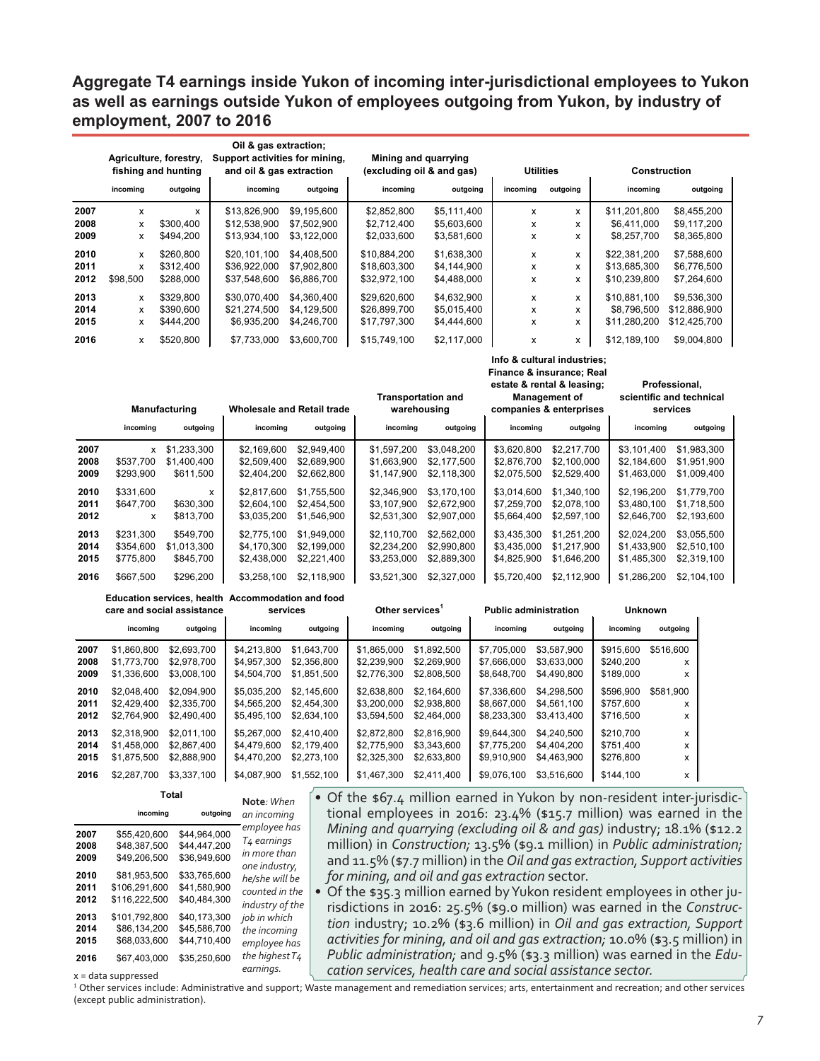## Aggregate T4 earnings inside Yukon of incoming inter-jurisdictional employees to Yukon as well as earnings outside Yukon of employees outgoing from Yukon, by industry of employment, 2007 to 2016

| | Agriculture, forestry, fishing and hunting | | Oil & gas extraction; Support activities for mining, and oil & gas extraction | | Mining and quarrying (excluding oil & and gas) | | Utilities | | Construction | |
|---|---|---|---|---|---|---|---|---|---|---|
| | incoming | outgoing | incoming | outgoing | incoming | outgoing | incoming | outgoing | incoming | outgoing |
| 2007 | x | x | $13,826,900 | $9,195,600 | $2,852,800 | $5,111,400 | x | x | $11,201,800 | $8,455,200 |
| 2008 | x | $300,400 | $12,538,900 | $7,502,900 | $2,712,400 | $5,603,600 | x | x | $6,411,000 | $9,117,200 |
| 2009 | x | $494,200 | $13,934,100 | $3,122,000 | $2,033,600 | $3,581,600 | x | x | $8,257,700 | $8,365,800 |
| 2010 | x | $260,800 | $20,101,100 | $4,408,500 | $10,884,200 | $1,638,300 | x | x | $22,381,200 | $7,588,600 |
| 2011 | x | $312,400 | $36,922,000 | $7,902,800 | $18,603,300 | $4,144,900 | x | x | $13,685,300 | $6,776,500 |
| 2012 | $98,500 | $288,000 | $37,548,600 | $6,886,700 | $32,972,100 | $4,488,000 | x | x | $10,239,800 | $7,264,600 |
| 2013 | x | $329,800 | $30,070,400 | $4,360,400 | $29,620,600 | $4,632,900 | x | x | $10,881,100 | $9,536,300 |
| 2014 | x | $390,600 | $21,274,500 | $4,129,500 | $26,899,700 | $5,015,400 | x | x | $8,796,500 | $12,886,900 |
| 2015 | x | $444,200 | $6,935,200 | $4,246,700 | $17,797,300 | $4,444,600 | x | x | $11,280,200 | $12,425,700 |
| 2016 | x | $520,800 | $7,733,000 | $3,600,700 | $15,749,100 | $2,117,000 | x | x | $12,189,100 | $9,004,800 |

| | Manufacturing | | Wholesale and Retail trade | | Transportation and warehousing | | Info & cultural industries; Finance & insurance; Real estate & rental & leasing; Management of companies & enterprises | | Professional, scientific and technical services | |
|---|---|---|---|---|---|---|---|---|---|---|
| | incoming | outgoing | incoming | outgoing | incoming | outgoing | incoming | outgoing | incoming | outgoing |
| 2007 | x | $1,233,300 | $2,169,600 | $2,949,400 | $1,597,200 | $3,048,200 | $3,620,800 | $2,217,700 | $3,101,400 | $1,983,300 |
| 2008 | $537,700 | $1,400,400 | $2,509,400 | $2,689,900 | $1,663,900 | $2,177,500 | $2,876,700 | $2,100,000 | $2,184,600 | $1,951,900 |
| 2009 | $293,900 | $611,500 | $2,404,200 | $2,662,800 | $1,147,900 | $2,118,300 | $2,075,500 | $2,529,400 | $1,463,000 | $1,009,400 |
| 2010 | $331,600 | x | $2,817,600 | $1,755,500 | $2,346,900 | $3,170,100 | $3,014,600 | $1,340,100 | $2,196,200 | $1,779,700 |
| 2011 | $647,700 | $630,300 | $2,604,100 | $2,454,500 | $3,107,900 | $2,672,900 | $7,259,700 | $2,078,100 | $3,480,100 | $1,718,500 |
| 2012 | x | $813,700 | $3,035,200 | $1,546,900 | $2,531,300 | $2,907,000 | $5,664,400 | $2,597,100 | $2,646,700 | $2,193,600 |
| 2013 | $231,300 | $549,700 | $2,775,100 | $1,949,000 | $2,110,700 | $2,562,000 | $3,435,300 | $1,251,200 | $2,024,200 | $3,055,500 |
| 2014 | $354,600 | $1,013,300 | $4,170,300 | $2,199,000 | $2,234,200 | $2,990,800 | $3,435,000 | $1,217,900 | $1,433,900 | $2,510,100 |
| 2015 | $775,800 | $845,700 | $2,438,000 | $2,221,400 | $3,253,000 | $2,889,300 | $4,825,900 | $1,646,200 | $1,485,300 | $2,319,100 |
| 2016 | $667,500 | $296,200 | $3,258,100 | $2,118,900 | $3,521,300 | $2,327,000 | $5,720,400 | $2,112,900 | $1,286,200 | $2,104,100 |

| | Education services, health care and social assistance | | Accommodation and food services | | Other services[1] | | Public administration | | Unknown | |
|---|---|---|---|---|---|---|---|---|---|---|
| | incoming | outgoing | incoming | outgoing | incoming | outgoing | incoming | outgoing | incoming | outgoing |
| 2007 | $1,860,800 | $2,693,700 | $4,213,800 | $1,643,700 | $1,865,000 | $1,892,500 | $7,705,000 | $3,587,900 | $915,600 | $516,600 |
| 2008 | $1,773,700 | $2,978,700 | $4,957,300 | $2,356,800 | $2,239,900 | $2,269,900 | $7,666,000 | $3,633,000 | $240,200 | x |
| 2009 | $1,336,600 | $3,008,100 | $4,504,700 | $1,851,500 | $2,776,300 | $2,808,500 | $8,648,700 | $4,490,800 | $189,000 | x |
| 2010 | $2,048,400 | $2,094,900 | $5,035,200 | $2,145,600 | $2,638,800 | $2,164,600 | $7,336,600 | $4,298,500 | $596,900 | $581,900 |
| 2011 | $2,429,400 | $2,335,700 | $4,565,200 | $2,454,300 | $3,200,000 | $2,938,800 | $8,667,000 | $4,561,100 | $757,600 | x |
| 2012 | $2,764,900 | $2,490,400 | $5,495,100 | $2,634,100 | $3,594,500 | $2,464,000 | $8,233,300 | $3,413,400 | $716,500 | x |
| 2013 | $2,318,900 | $2,011,100 | $5,267,000 | $2,410,400 | $2,872,800 | $2,816,900 | $9,644,300 | $4,240,500 | $210,700 | x |
| 2014 | $1,458,000 | $2,867,400 | $4,479,600 | $2,179,400 | $2,775,900 | $3,343,600 | $7,775,200 | $4,404,200 | $751,400 | x |
| 2015 | $1,875,500 | $2,888,900 | $4,470,200 | $2,273,100 | $2,325,300 | $2,633,800 | $9,910,900 | $4,463,900 | $276,800 | x |
| 2016 | $2,287,700 | $3,337,100 | $4,087,900 | $1,552,100 | $1,467,300 | $2,411,400 | $9,076,100 | $3,516,600 | $144,100 | x |

| | Total | |
|---|---|---|
| | incoming | outgoing |
| 2007 | $55,420,600 | $44,964,000 |
| 2008 | $48,387,500 | $44,447,200 |
| 2009 | $49,206,500 | $36,949,600 |
| 2010 | $81,953,500 | $33,765,600 |
| 2011 | $106,291,600 | $41,580,900 |
| 2012 | $116,222,500 | $40,484,300 |
| 2013 | $101,792,800 | $40,173,300 |
| 2014 | $86,134,200 | $45,586,700 |
| 2015 | $68,033,600 | $44,710,400 |
| 2016 | $67,403,000 | $35,250,600 |

x = data suppressed

**Note**: *When an incoming employee has T4 earnings in more than one industry, he/she will be counted in the industry of the job in which the incoming employee has the highest T4 earnings.*

- Of the $67.4 million earned in Yukon by non-resident inter-jurisdictional employees in 2016: 23.4% ($15.7 million) was earned in the *Mining and quarrying (excluding oil & and gas)* industry; 18.1% ($12.2 million) in *Construction;* 13.5% ($9.1 million) in *Public administration;* and 11.5% ($7.7 million) in the *Oil and gas extraction, Support activities for mining, and oil and gas extraction* sector.
- Of the $35.3 million earned by Yukon resident employees in other jurisdictions in 2016: 25.5% ($9.0 million) was earned in the *Construction* industry; 10.2% ($3.6 million) in *Oil and gas extraction, Support activities for mining, and oil and gas extraction;* 10.0% ($3.5 million) in *Public administration;* and 9.5% ($3.3 million) was earned in the *Education services, health care and social assistance sector.*

[1] Other services include: Administrative and support; Waste management and remediation services; arts, entertainment and recreation; and other services (except public administration).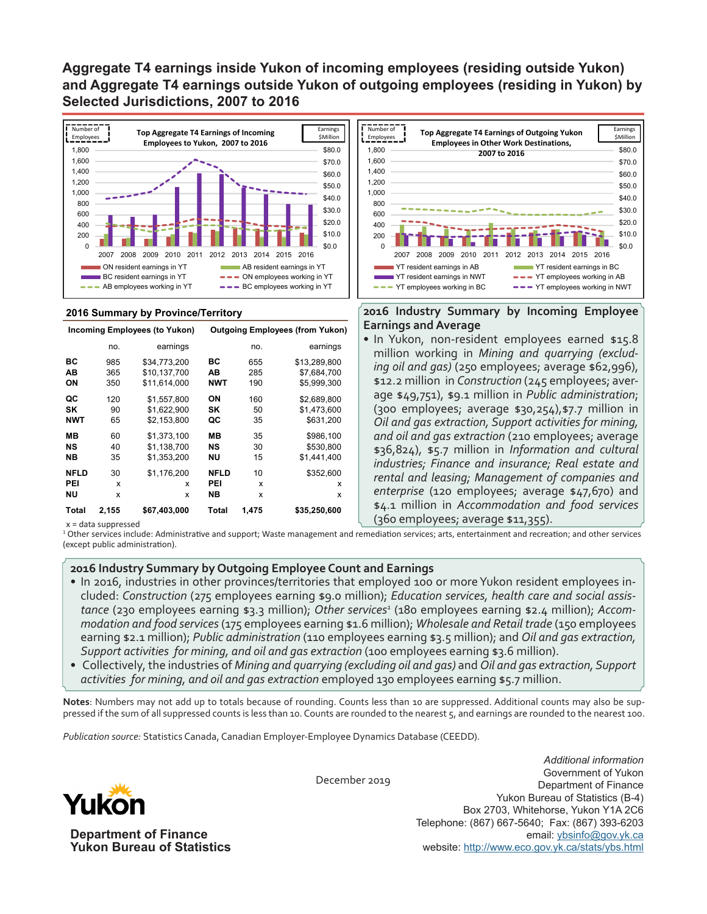# Aggregate T4 earnings inside Yukon of incoming employees (residing outside Yukon) and Aggregate T4 earnings outside Yukon of outgoing employees (residing in Yukon) by Selected Jurisdictions, 2007 to 2016

Number of Employees

Top Aggregate T4 Earnings of Incoming Employees to Yukon, 2007 to 2016

Earnings $Million

1,800 1,600 1,400 1,200 1,000 800 600 400 200 0

$80.0 $70.0 $60.0 $50.0 $40.0 $30.0 $20.0 $10.0 $0.0

2007 2008 2009 2010 2011 2012 2013 2014 2015 2016

ON resident earnings in YT
AB resident earnings in YT
BC resident earnings in YT
ON employees working in YT
AB employees working in YT
BC employees working in YT

Number of Employees

Top Aggregate T4 Earnings of Outgoing Yukon Employees in Other Work Destinations, 2007 to 2016

Earnings $Million

1,800 1,600 1,400 1,200 1,000 800 600 400 200 0

$80.0 $70.0 $60.0 $50.0 $40.0 $30.0 $20.0 $10.0 $0.0

2007 2008 2009 2010 2011 2012 2013 2014 2015 2016

YT resident earnings in AB
YT resident earnings in BC
YT resident earnings in NWT
YT employees working in AB
YT employees working in BC
YT employees working in NWT

## 2016 Summary by Province/Territory

| Incoming Employees (to Yukon) | | | Outgoing Employees (from Yukon) | | |
|---|---|---|---|---|---|
| | no. | earnings | | no. | earnings |
| **BC** | 985 | $34,773,200 | **BC** | 655 | $13,289,800 |
| **AB** | 365 | $10,137,700 | **AB** | 285 | $7,684,700 |
| **ON** | 350 | $11,614,000 | **NWT** | 190 | $5,999,300 |
| **QC** | 120 | $1,557,800 | **ON** | 160 | $2,689,800 |
| **SK** | 90 | $1,622,900 | **SK** | 50 | $1,473,600 |
| **NWT** | 65 | $2,153,800 | **QC** | 35 | $631,200 |
| **MB** | 60 | $1,373,100 | **MB** | 35 | $986,100 |
| **NS** | 40 | $1,138,700 | **NS** | 30 | $530,800 |
| **NB** | 35 | $1,353,200 | **NU** | 15 | $1,441,400 |
| **NFLD** | 30 | $1,176,200 | **NFLD** | 10 | $352,600 |
| **PEI** | x | x | **PEI** | x | x |
| **NU** | x | x | **NB** | x | x |
| **Total** | **2,155** | **$67,403,000** | **Total** | **1,475** | **$35,250,600** |

x = data suppressed

## 2016 Industry Summary by Incoming Employee Earnings and Average

- In Yukon, non-resident employees earned $15.8 million working in *Mining and quarrying (excluding oil and gas)* (250 employees; average $62,996), $12.2 million in *Construction* (245 employees; average $49,751), $9.1 million in *Public administration*; (300 employees; average $30,254),$7.7 million in *Oil and gas extraction, Support activities for mining, and oil and gas extraction* (210 employees; average $36,824), $5.7 million in *Information and cultural industries; Finance and insurance; Real estate and rental and leasing; Management of companies and enterprise* (120 employees; average $47,670) and $4.1 million in *Accommodation and food services* (360 employees; average $11,355).

[1] Other services include: Administrative and support; Waste management and remediation services; arts, entertainment and recreation; and other services (except public administration).

## 2016 Industry Summary by Outgoing Employee Count and Earnings

- In 2016, industries in other provinces/territories that employed 100 or more Yukon resident employees included: *Construction* (275 employees earning $9.0 million); *Education services, health care and social assistance* (230 employees earning $3.3 million); *Other services*[1] (180 employees earning $2.4 million); *Accommodation and food services* (175 employees earning $1.6 million); *Wholesale and Retail trade* (150 employees earning $2.1 million); *Public administration* (110 employees earning $3.5 million); and *Oil and gas extraction, Support activities for mining, and oil and gas extraction* (100 employees earning $3.6 million).
- Collectively, the industries of *Mining and quarrying (excluding oil and gas)* and *Oil and gas extraction, Support activities for mining, and oil and gas extraction* employed 130 employees earning $5.7 million.

**Notes**: Numbers may not add up to totals because of rounding. Counts less than 10 are suppressed. Additional counts may also be suppressed if the sum of all suppressed counts is less than 10. Counts are rounded to the nearest 5, and earnings are rounded to the nearest 100.

*Publication source:* Statistics Canada, Canadian Employer-Employee Dynamics Database (CEEDD).

December 2019

Yukon

**Department of Finance**
**Yukon Bureau of Statistics**

*Additional information*
Government of Yukon
Department of Finance
Yukon Bureau of Statistics (B-4)
Box 2703, Whitehorse, Yukon Y1A 2C6
Telephone: (867) 667-5640; Fax: (867) 393-6203
email: ybsinfo@gov.yk.ca
website: http://www.eco.gov.yk.ca/stats/ybs.html